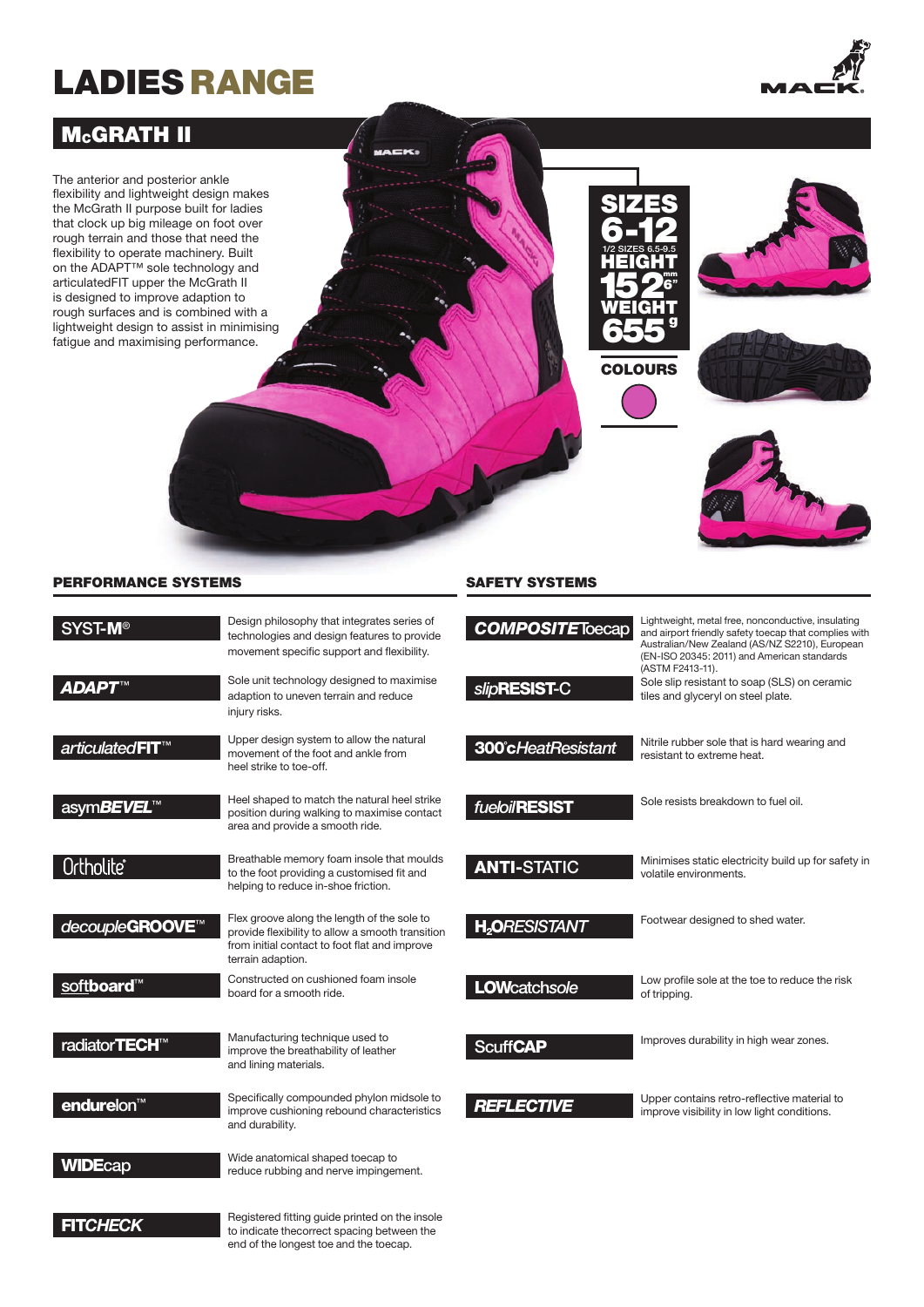# LADIES RANGE

## McGRATH II

The anterior and posterior ankle flexibility and lightweight design makes the McGrath II purpose built for ladies that clock up big mileage on foot over rough terrain and those that need the flexibility to operate machinery. Built on the ADAPT™ sole technology and articulatedFIT upper the McGrath II is designed to improve adaption to rough surfaces and is combined with a lightweight design to assist in minimising fatigue and maximising performance.

**SIZES** 6-12
1/2 SIZES 6.5-9.5

**HEIGHT** 152mm 6"

**WEIGHT** 655g

**COLOURS**

### PERFORMANCE SYSTEMS

| System | Description |
|---|---|
| SYST-M® | Design philosophy that integrates series of technologies and design features to provide movement specific support and flexibility. |
| ADAPT™ | Sole unit technology designed to maximise adaption to uneven terrain and reduce injury risks. |
| articulatedFIT™ | Upper design system to allow the natural movement of the foot and ankle from heel strike to toe-off. |
| asymBEVEL™ | Heel shaped to match the natural heel strike position during walking to maximise contact area and provide a smooth ride. |
| Ortholite® | Breathable memory foam insole that moulds to the foot providing a customised fit and helping to reduce in-shoe friction. |
| decoupleGROOVE™ | Flex groove along the length of the sole to provide flexibility to allow a smooth transition from initial contact to foot flat and improve terrain adaption. |
| softboard™ | Constructed on cushioned foam insole board for a smooth ride. |
| radiatorTECH™ | Manufacturing technique used to improve the breathability of leather and lining materials. |
| endurelon™ | Specifically compounded phylon midsole to improve cushioning rebound characteristics and durability. |
| WIDEcap | Wide anatomical shaped toecap to reduce rubbing and nerve impingement. |
| FITCHECK | Registered fitting guide printed on the insole to indicate thecorrect spacing between the end of the longest toe and the toecap. |

### SAFETY SYSTEMS

| System | Description |
|---|---|
| COMPOSITE Toecap | Lightweight, metal free, nonconductive, insulating and airport friendly safety toecap that complies with Australian/New Zealand (AS/NZ S2210), European (EN-ISO 20345: 2011) and American standards (ASTM F2413-11). |
| slipRESIST-C | Sole slip resistant to soap (SLS) on ceramic tiles and glyceryl on steel plate. |
| 300°cHeatResistant | Nitrile rubber sole that is hard wearing and resistant to extreme heat. |
| fueloilRESIST | Sole resists breakdown to fuel oil. |
| ANTI-STATIC | Minimises static electricity build up for safety in volatile environments. |
| $H_2O$RESISTANT | Footwear designed to shed water. |
| LOWcatchsole | Low profile sole at the toe to reduce the risk of tripping. |
| ScuffCAP | Improves durability in high wear zones. |
| REFLECTIVE | Upper contains retro-reflective material to improve visibility in low light conditions. |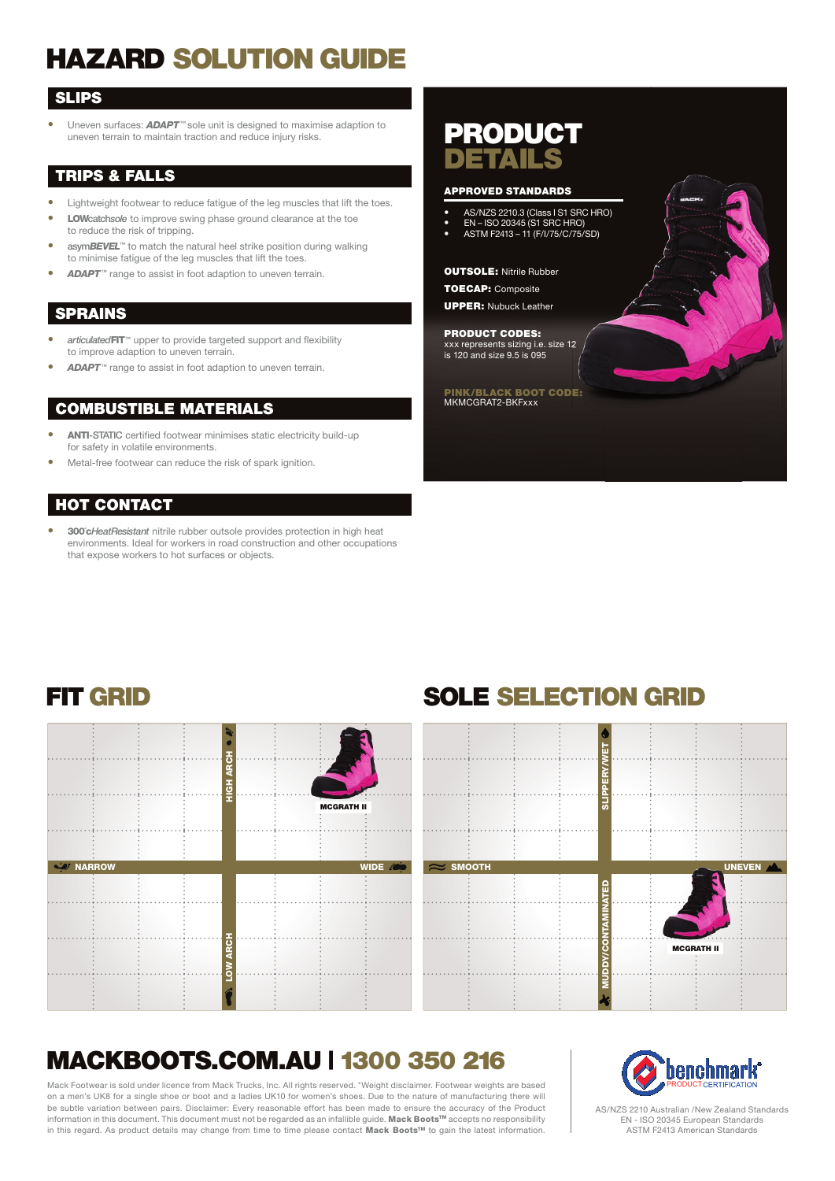# HAZARD SOLUTION GUIDE

## SLIPS

- Uneven surfaces: ***ADAPT***™ sole unit is designed to maximise adaption to uneven terrain to maintain traction and reduce injury risks.

## TRIPS & FALLS

- Lightweight footwear to reduce fatigue of the leg muscles that lift the toes.
- **LOW***catchsole* to improve swing phase ground clearance at the toe to reduce the risk of tripping.
- asym***BEVEL***™ to match the natural heel strike position during walking to minimise fatigue of the leg muscles that lift the toes.
- ***ADAPT***™ range to assist in foot adaption to uneven terrain.

## SPRAINS

- *articulated***FIT**™ upper to provide targeted support and flexibility to improve adaption to uneven terrain.
- ***ADAPT***™ range to assist in foot adaption to uneven terrain.

## COMBUSTIBLE MATERIALS

- **ANTI**-STATIC certified footwear minimises static electricity build-up for safety in volatile environments.
- Metal-free footwear can reduce the risk of spark ignition.

## HOT CONTACT

- **300˚c***HeatResistant* nitrile rubber outsole provides protection in high heat environments. Ideal for workers in road construction and other occupations that expose workers to hot surfaces or objects.

# PRODUCT DETAILS

### APPROVED STANDARDS

- AS/NZS 2210.3 (Class I S1 SRC HRO)
- EN – ISO 20345 (S1 SRC HRO)
- ASTM F2413 – 11 (F/I/75/C/75/SD)

**OUTSOLE:** Nitrile Rubber

**TOECAP:** Composite

**UPPER:** Nubuck Leather

**PRODUCT CODES:**
xxx represents sizing i.e. size 12 is 120 and size 9.5 is 095

**PINK/BLACK BOOT CODE:**
MKMCGRAT2-BKFxxx

# FIT GRID

HIGH ARCH
LOW ARCH
NARROW
WIDE
MCGRATH II

# SOLE SELECTION GRID

SLIPPERY/WET
MUDDY/CONTAMINATED
SMOOTH
UNEVEN
MCGRATH II

# MACKBOOTS.COM.AU | 1300 350 216

Mack Footwear is sold under licence from Mack Trucks, Inc. All rights reserved. *Weight disclaimer. Footwear weights are based on a men's UK8 for a single shoe or boot and a ladies UK10 for women's shoes. Due to the nature of manufacturing there will be subtle variation between pairs. Disclaimer: Every reasonable effort has been made to ensure the accuracy of the Product information in this document. This document must not be regarded as an infallible guide. **Mack Boots™** accepts no responsibility in this regard. As product details may change from time to time please contact **Mack Boots™** to gain the latest information.

benchmark PRODUCT CERTIFICATION

AS/NZS 2210 Australian /New Zealand Standards
EN - ISO 20345 European Standards
ASTM F2413 American Standards